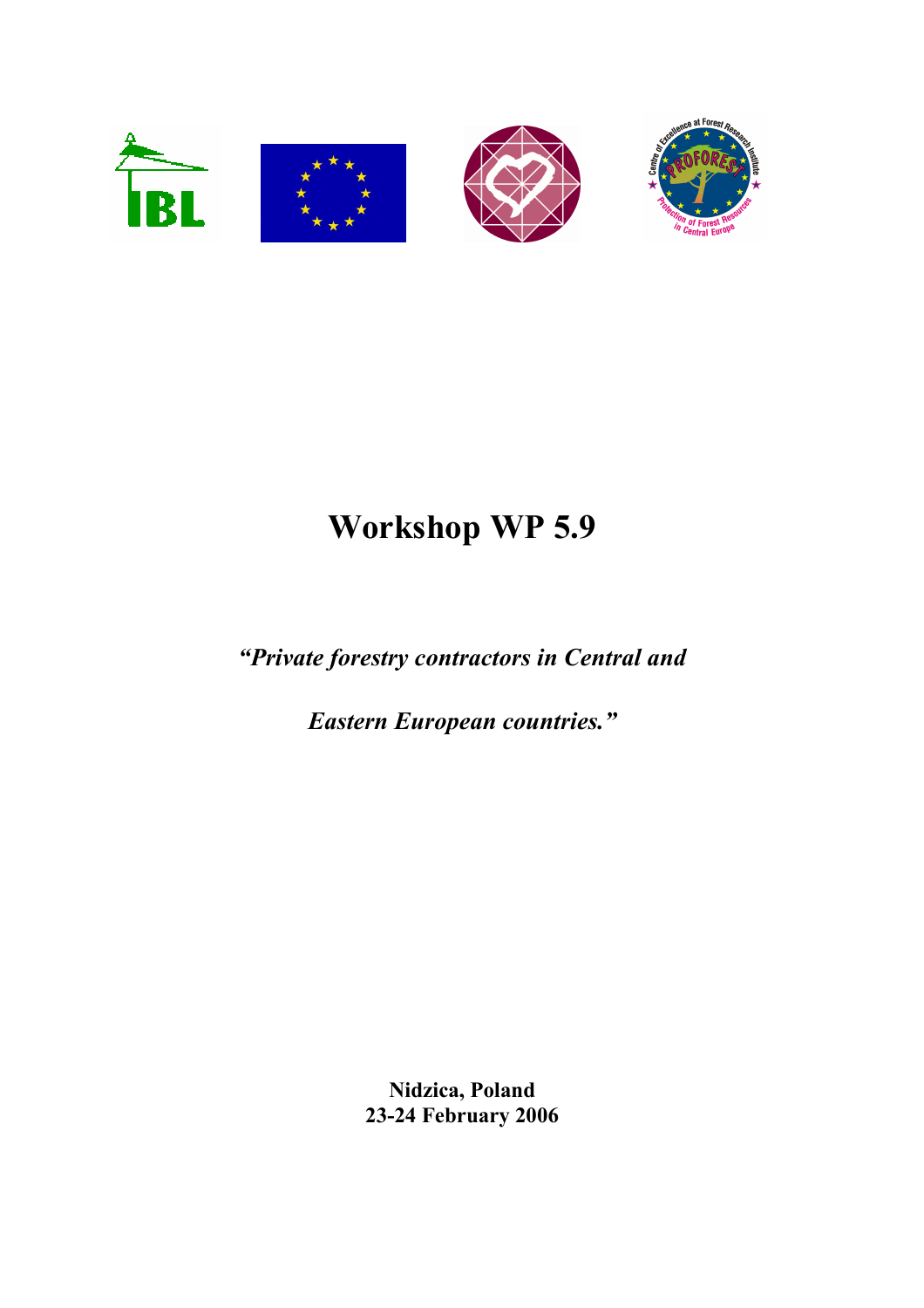# Workshop WP 5.9

***"Private forestry contractors in Central and Eastern European countries."***

**Nidzica, Poland**
**23-24 February 2006**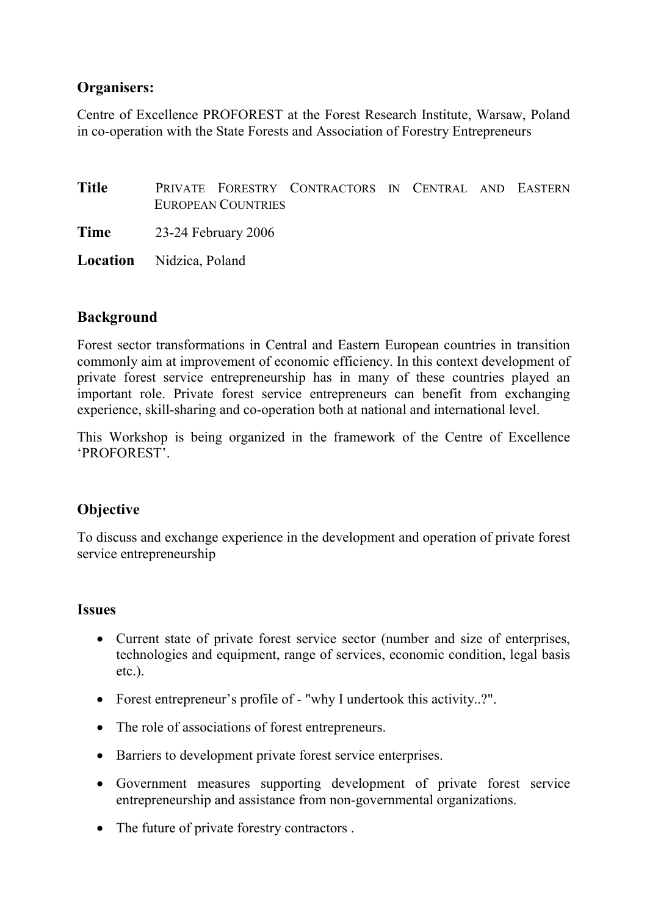## Organisers:

Centre of Excellence PROFOREST at the Forest Research Institute, Warsaw, Poland in co-operation with the State Forests and Association of Forestry Entrepreneurs

| | |
|---|---|
| **Title** | PRIVATE FORESTRY CONTRACTORS IN CENTRAL AND EASTERN EUROPEAN COUNTRIES |
| **Time** | 23-24 February 2006 |
| **Location** | Nidzica, Poland |

## Background

Forest sector transformations in Central and Eastern European countries in transition commonly aim at improvement of economic efficiency. In this context development of private forest service entrepreneurship has in many of these countries played an important role. Private forest service entrepreneurs can benefit from exchanging experience, skill-sharing and co-operation both at national and international level.

This Workshop is being organized in the framework of the Centre of Excellence 'PROFOREST'.

## Objective

To discuss and exchange experience in the development and operation of private forest service entrepreneurship

## Issues

- Current state of private forest service sector (number and size of enterprises, technologies and equipment, range of services, economic condition, legal basis etc.).
- Forest entrepreneur's profile of - "why I undertook this activity..?".
- The role of associations of forest entrepreneurs.
- Barriers to development private forest service enterprises.
- Government measures supporting development of private forest service entrepreneurship and assistance from non-governmental organizations.
- The future of private forestry contractors .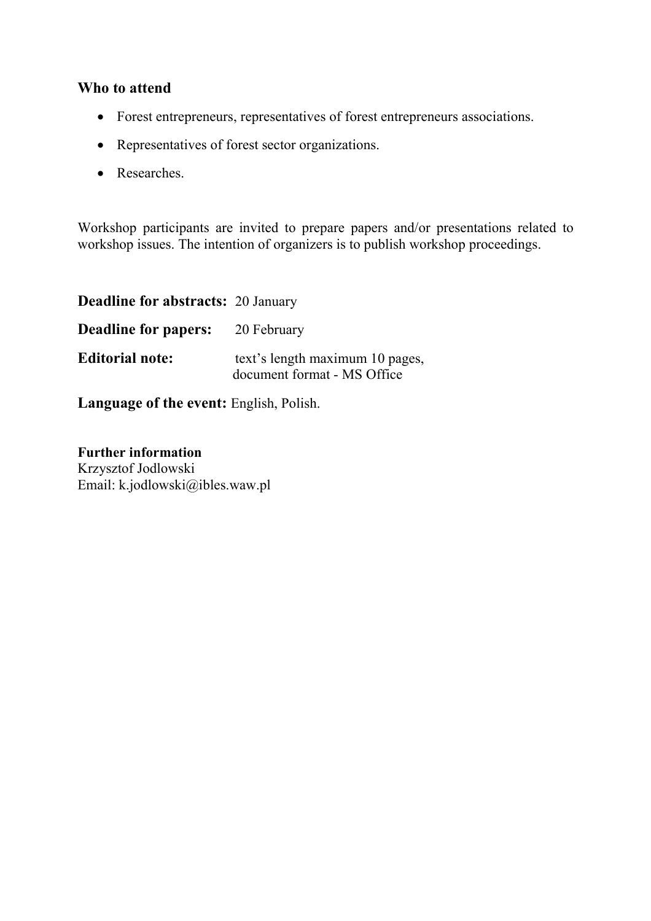### Who to attend

- Forest entrepreneurs, representatives of forest entrepreneurs associations.
- Representatives of forest sector organizations.
- Researches.

Workshop participants are invited to prepare papers and/or presentations related to workshop issues. The intention of organizers is to publish workshop proceedings.

**Deadline for abstracts:** 20 January

**Deadline for papers:** 20 February

**Editorial note:** text's length maximum 10 pages, document format - MS Office

**Language of the event:** English, Polish.

**Further information**
Krzysztof Jodlowski
Email: k.jodlowski@ibles.waw.pl